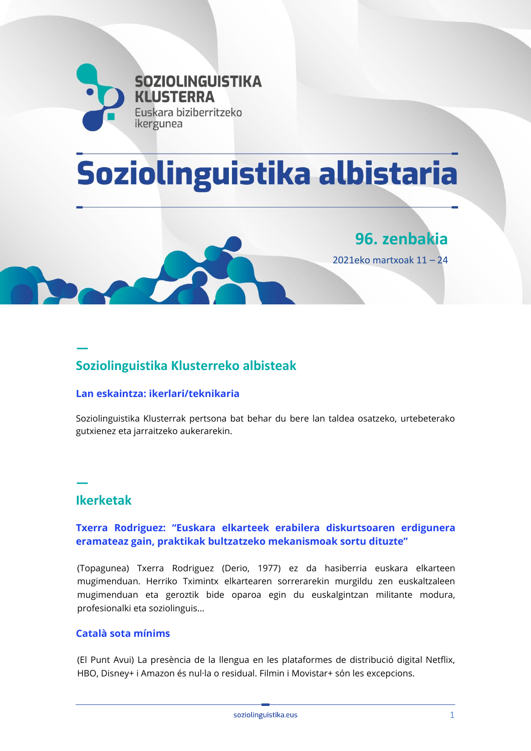SOZIOLINGUISTIKA KLUSTERRA

Euskara biziberritzeko ikergunea

# Soziolinguistika albistaria

**96. zenbakia**

2021eko martxoak 11 – 24

## Soziolinguistika Klusterreko albisteak

### Lan eskaintza: ikerlari/teknikaria

Soziolinguistika Klusterrak pertsona bat behar du bere lan taldea osatzeko, urtebeterako gutxienez eta jarraitzeko aukerarekin.

## Ikerketak

### Txerra Rodriguez: "Euskara elkarteek erabilera diskurtsoaren erdigunera eramateaz gain, praktikak bultzatzeko mekanismoak sortu dituzte"

(Topagunea) Txerra Rodriguez (Derio, 1977) ez da hasiberria euskara elkarteen mugimenduan. Herriko Tximintx elkartearen sorrerarekin murgildu zen euskaltzaleen mugimenduan eta geroztik bide oparoa egin du euskalgintzan militante modura, profesionalki eta soziolinguis...

### Català sota mínims

(El Punt Avui) La presència de la llengua en les plataformes de distribució digital Netflix, HBO, Disney+ i Amazon és nul·la o residual. Filmin i Movistar+ són les excepcions.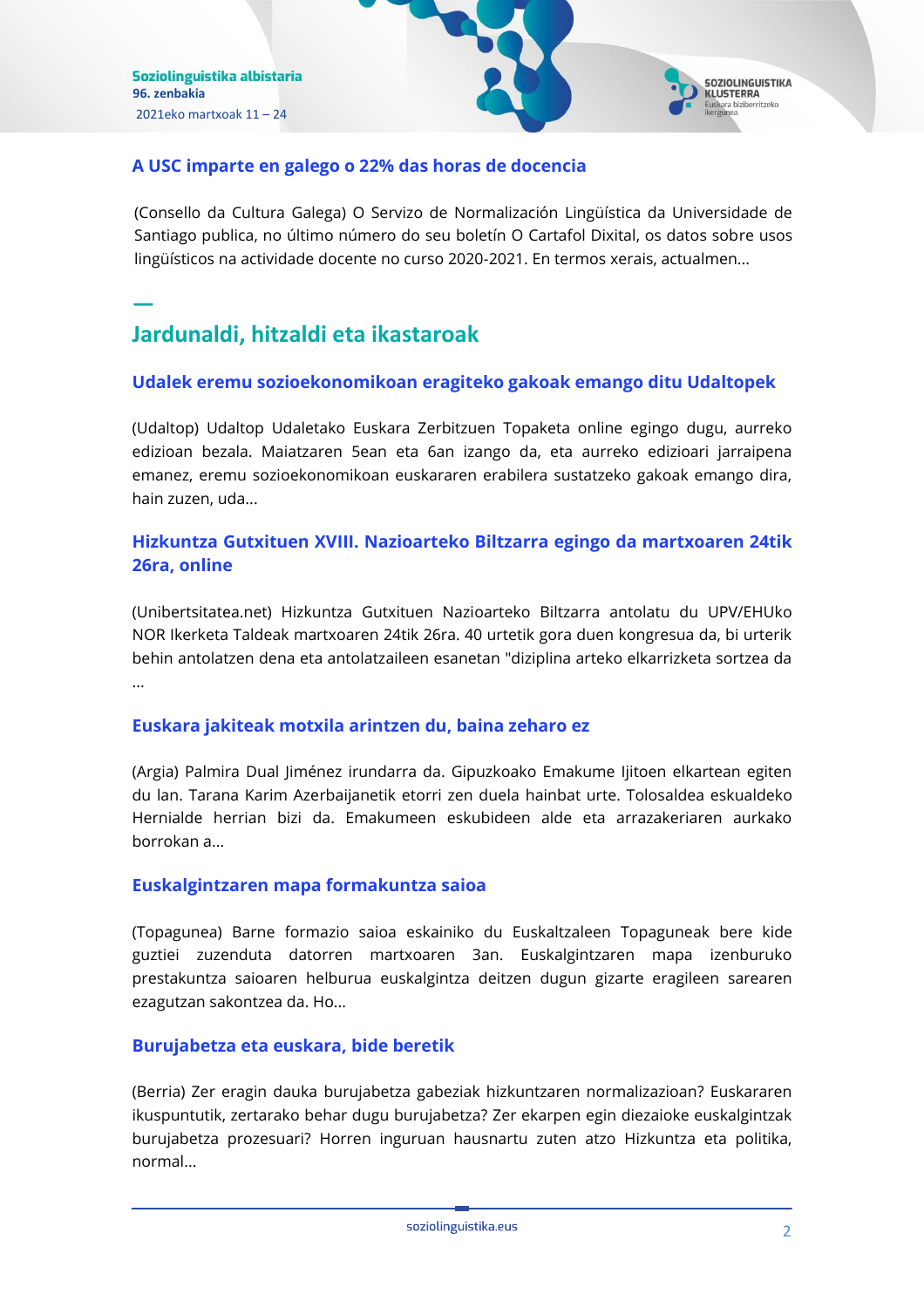### A USC imparte en galego o 22% das horas de docencia

(Consello da Cultura Galega) O Servizo de Normalización Lingüística da Universidade de Santiago publica, no último número do seu boletín O Cartafol Dixital, os datos sobre usos lingüísticos na actividade docente no curso 2020-2021. En termos xerais, actualmen...

## Jardunaldi, hitzaldi eta ikastaroak

### Udalek eremu sozioekonomikoan eragiteko gakoak emango ditu Udaltopek

(Udaltop) Udaltop Udaletako Euskara Zerbitzuen Topaketa online egingo dugu, aurreko edizioan bezala. Maiatzaren 5ean eta 6an izango da, eta aurreko edizioari jarraipena emanez, eremu sozioekonomikoan euskararen erabilera sustatzeko gakoak emango dira, hain zuzen, uda...

### Hizkuntza Gutxituen XVIII. Nazioarteko Biltzarra egingo da martxoaren 24tik 26ra, online

(Unibertsitatea.net) Hizkuntza Gutxituen Nazioarteko Biltzarra antolatu du UPV/EHUko NOR Ikerketa Taldeak martxoaren 24tik 26ra. 40 urtetik gora duen kongresua da, bi urterik behin antolatzen dena eta antolatzaileen esanetan "diziplina arteko elkarrizketa sortzea da ...

### Euskara jakiteak motxila arintzen du, baina zeharo ez

(Argia) Palmira Dual Jiménez irundarra da. Gipuzkoako Emakume Ijitoen elkartean egiten du lan. Tarana Karim Azerbaijanetik etorri zen duela hainbat urte. Tolosaldea eskualdeko Hernialde herrian bizi da. Emakumeen eskubideen alde eta arrazakeriaren aurkako borrokan a...

### Euskalgintzaren mapa formakuntza saioa

(Topagunea) Barne formazio saioa eskainiko du Euskaltzaleen Topaguneak bere kide guztiei zuzenduta datorren martxoaren 3an. Euskalgintzaren mapa izenburuko prestakuntza saioaren helburua euskalgintza deitzen dugun gizarte eragileen sarearen ezagutzan sakontzea da. Ho...

### Burujabetza eta euskara, bide beretik

(Berria) Zer eragin dauka burujabetza gabeziak hizkuntzaren normalizazioan? Euskararen ikuspuntutik, zertarako behar dugu burujabetza? Zer ekarpen egin diezaioke euskalgintzak burujabetza prozesuari? Horren inguruan hausnartu zuten atzo Hizkuntza eta politika, normal...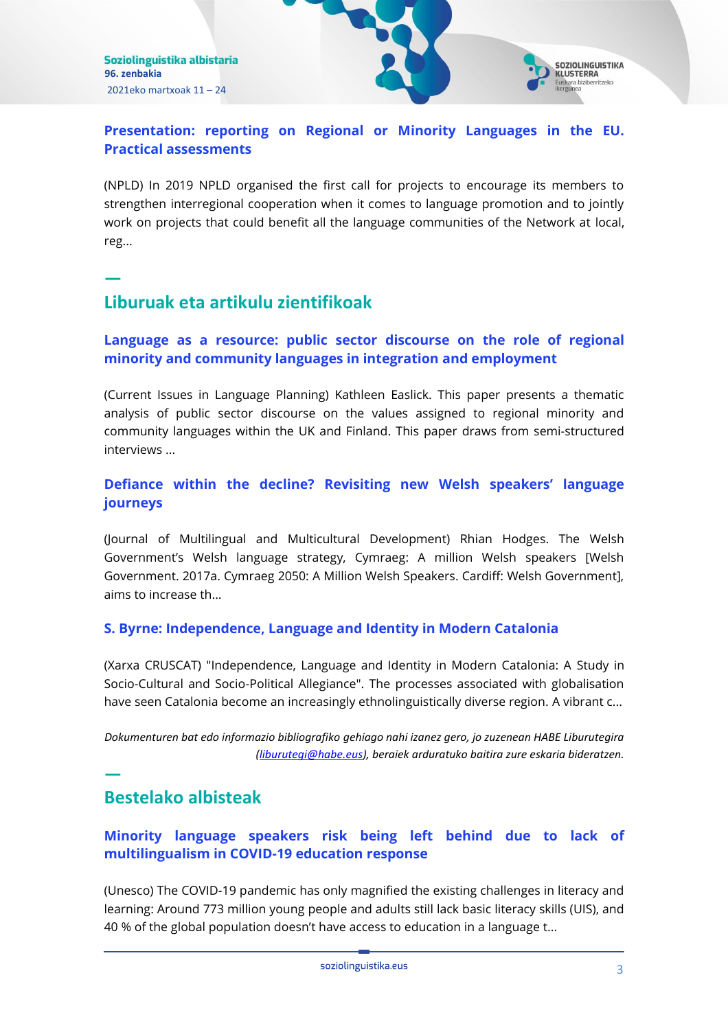### Presentation: reporting on Regional or Minority Languages in the EU. Practical assessments

(NPLD) In 2019 NPLD organised the first call for projects to encourage its members to strengthen interregional cooperation when it comes to language promotion and to jointly work on projects that could benefit all the language communities of the Network at local, reg...

## Liburuak eta artikulu zientifikoak

### Language as a resource: public sector discourse on the role of regional minority and community languages in integration and employment

(Current Issues in Language Planning) Kathleen Easlick. This paper presents a thematic analysis of public sector discourse on the values assigned to regional minority and community languages within the UK and Finland. This paper draws from semi-structured interviews ...

### Defiance within the decline? Revisiting new Welsh speakers' language journeys

(Journal of Multilingual and Multicultural Development) Rhian Hodges. The Welsh Government's Welsh language strategy, Cymraeg: A million Welsh speakers [Welsh Government. 2017a. Cymraeg 2050: A Million Welsh Speakers. Cardiff: Welsh Government], aims to increase th...

### S. Byrne: Independence, Language and Identity in Modern Catalonia

(Xarxa CRUSCAT) "Independence, Language and Identity in Modern Catalonia: A Study in Socio-Cultural and Socio-Political Allegiance". The processes associated with globalisation have seen Catalonia become an increasingly ethnolinguistically diverse region. A vibrant c...

*Dokumenturen bat edo informazio bibliografiko gehiago nahi izanez gero, jo zuzenean HABE Liburutegira (liburutegi@habe.eus), beraiek arduratuko baitira zure eskaria bideratzen.*

## Bestelako albisteak

### Minority language speakers risk being left behind due to lack of multilingualism in COVID-19 education response

(Unesco) The COVID-19 pandemic has only magnified the existing challenges in literacy and learning: Around 773 million young people and adults still lack basic literacy skills (UIS), and 40 % of the global population doesn't have access to education in a language t...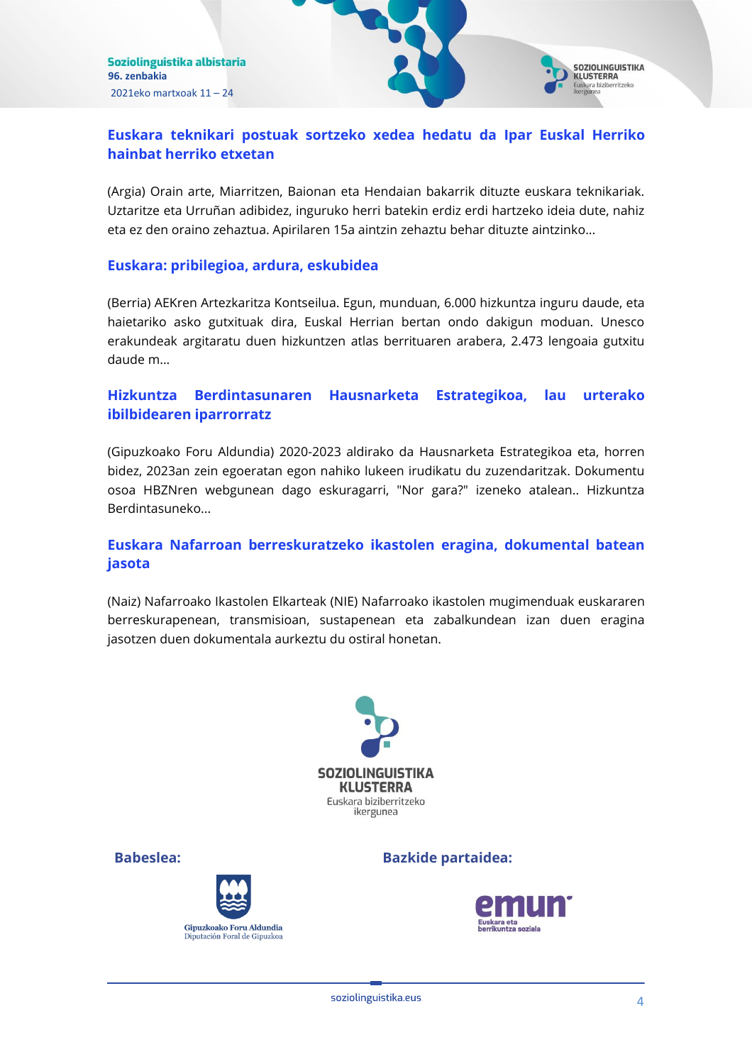## Euskara teknikari postuak sortzeko xedea hedatu da Ipar Euskal Herriko hainbat herriko etxetan

(Argia) Orain arte, Miarritzen, Baionan eta Hendaian bakarrik dituzte euskara teknikariak. Uztaritze eta Urruñan adibidez, inguruko herri batekin erdiz erdi hartzeko ideia dute, nahiz eta ez den oraino zehaztua. Apirilaren 15a aintzin zehaztu behar dituzte aintzinko...

## Euskara: pribilegioa, ardura, eskubidea

(Berria) AEKren Artezkaritza Kontseilua. Egun, munduan, 6.000 hizkuntza inguru daude, eta haietariko asko gutxituak dira, Euskal Herrian bertan ondo dakigun moduan. Unesco erakundeak argitaratu duen hizkuntzen atlas berrituaren arabera, 2.473 lengoaia gutxitu daude m...

## Hizkuntza Berdintasunaren Hausnarketa Estrategikoa, lau urterako ibilbidearen iparrorratz

(Gipuzkoako Foru Aldundia) 2020-2023 aldirako da Hausnarketa Estrategikoa eta, horren bidez, 2023an zein egoeratan egon nahiko lukeen irudikatu du zuzendaritzak. Dokumentu osoa HBZNren webgunean dago eskuragarri, "Nor gara?" izeneko atalean.. Hizkuntza Berdintasuneko...

## Euskara Nafarroan berreskuratzeko ikastolen eragina, dokumental batean jasota

(Naiz) Nafarroako Ikastolen Elkarteak (NIE) Nafarroako ikastolen mugimenduak euskararen berreskurapenean, transmisioan, sustapenean eta zabalkundean izan duen eragina jasotzen duen dokumentala aurkeztu du ostiral honetan.

SOZIOLINGUISTIKA KLUSTERRA
Euskara biziberritzeko ikergunea

**Babeslea:**

Gipuzkoako Foru Aldundia
Diputación Foral de Gipuzkoa

**Bazkide partaidea:**

emun
Euskara eta berrikuntza soziala